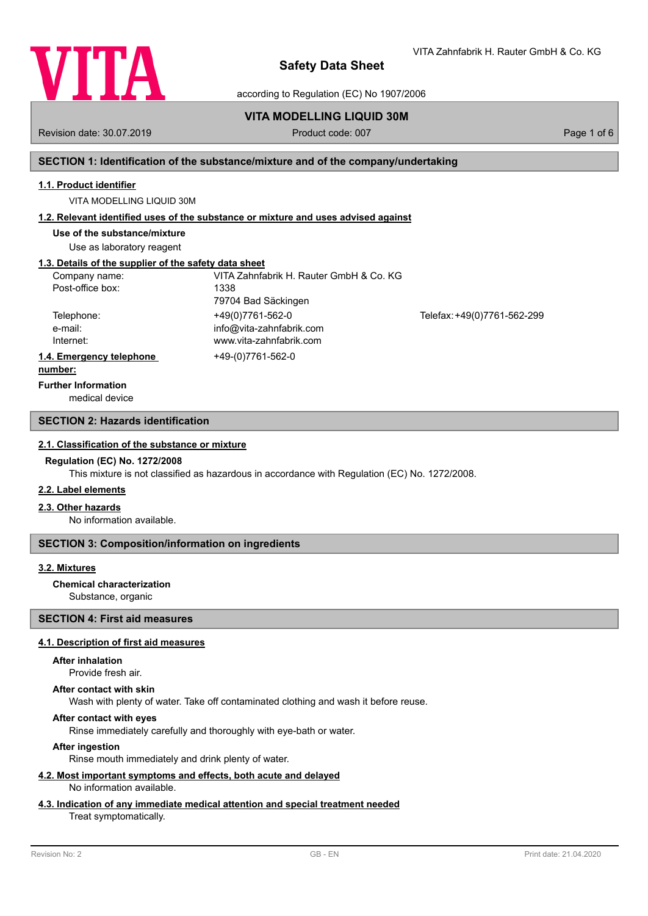# Safety Data Sheet

according to Regulation (EC) No 1907/2006

VITA Zahnfabrik H. Rauter GmbH & Co. KG

## VITA MODELLING LIQUID 30M

Revision date: 30.07.2019 | Product code: 007

## SECTION 1: Identification of the substance/mixture and of the company/undertaking

### 1.1. Product identifier

VITA MODELLING LIQUID 30M

### 1.2. Relevant identified uses of the substance or mixture and uses advised against

**Use of the substance/mixture**

Use as laboratory reagent

### 1.3. Details of the supplier of the safety data sheet

| | | |
|---|---|---|
| Company name: | VITA Zahnfabrik H. Rauter GmbH & Co. KG | |
| Post-office box: | 1338<br>79704 Bad Säckingen | |
| Telephone: | +49(0)7761-562-0 | Telefax: +49(0)7761-562-299 |
| e-mail: | info@vita-zahnfabrik.com | |
| Internet: | www.vita-zahnfabrik.com | |

### 1.4. Emergency telephone number:

+49-(0)7761-562-0

**Further Information**

medical device

## SECTION 2: Hazards identification

### 2.1. Classification of the substance or mixture

**Regulation (EC) No. 1272/2008**

This mixture is not classified as hazardous in accordance with Regulation (EC) No. 1272/2008.

### 2.2. Label elements

### 2.3. Other hazards

No information available.

## SECTION 3: Composition/information on ingredients

### 3.2. Mixtures

**Chemical characterization**

Substance, organic

## SECTION 4: First aid measures

### 4.1. Description of first aid measures

**After inhalation**

Provide fresh air.

**After contact with skin**

Wash with plenty of water. Take off contaminated clothing and wash it before reuse.

**After contact with eyes**

Rinse immediately carefully and thoroughly with eye-bath or water.

**After ingestion**

Rinse mouth immediately and drink plenty of water.

### 4.2. Most important symptoms and effects, both acute and delayed

No information available.

### 4.3. Indication of any immediate medical attention and special treatment needed

Treat symptomatically.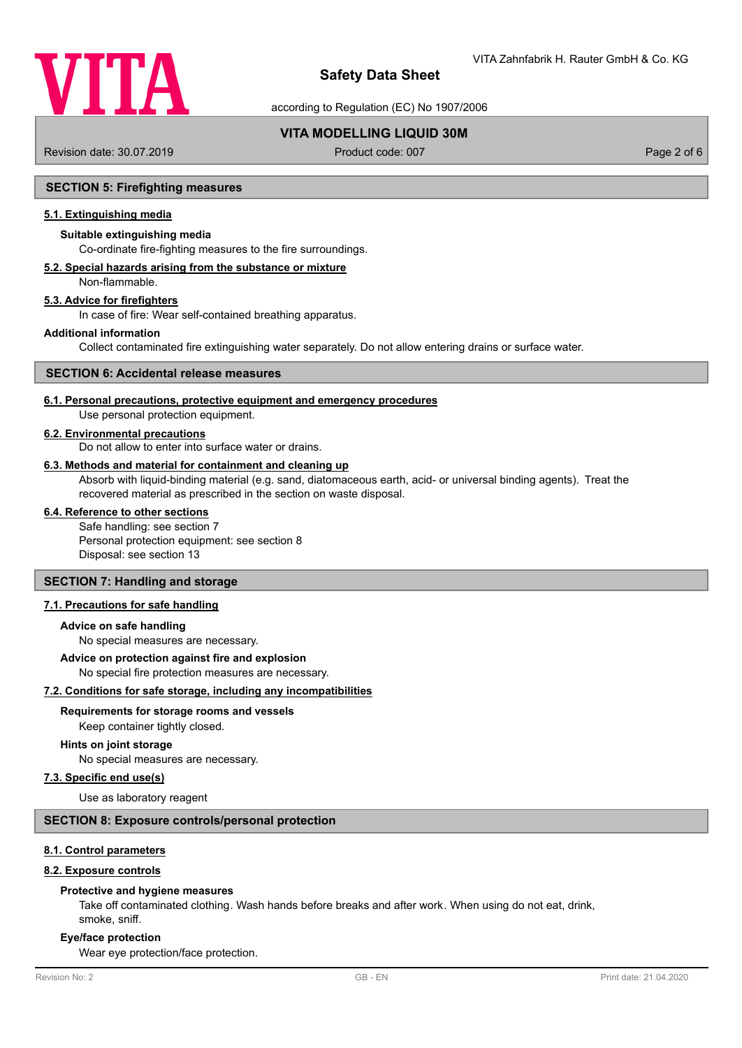## SECTION 5: Firefighting measures

### 5.1. Extinguishing media

**Suitable extinguishing media**

Co-ordinate fire-fighting measures to the fire surroundings.

### 5.2. Special hazards arising from the substance or mixture

Non-flammable.

### 5.3. Advice for firefighters

In case of fire: Wear self-contained breathing apparatus.

**Additional information**

Collect contaminated fire extinguishing water separately. Do not allow entering drains or surface water.

## SECTION 6: Accidental release measures

### 6.1. Personal precautions, protective equipment and emergency procedures

Use personal protection equipment.

### 6.2. Environmental precautions

Do not allow to enter into surface water or drains.

### 6.3. Methods and material for containment and cleaning up

Absorb with liquid-binding material (e.g. sand, diatomaceous earth, acid- or universal binding agents). Treat the recovered material as prescribed in the section on waste disposal.

### 6.4. Reference to other sections

Safe handling: see section 7
Personal protection equipment: see section 8
Disposal: see section 13

## SECTION 7: Handling and storage

### 7.1. Precautions for safe handling

**Advice on safe handling**

No special measures are necessary.

**Advice on protection against fire and explosion**

No special fire protection measures are necessary.

### 7.2. Conditions for safe storage, including any incompatibilities

**Requirements for storage rooms and vessels**

Keep container tightly closed.

**Hints on joint storage**

No special measures are necessary.

### 7.3. Specific end use(s)

Use as laboratory reagent

## SECTION 8: Exposure controls/personal protection

### 8.1. Control parameters

### 8.2. Exposure controls

**Protective and hygiene measures**

Take off contaminated clothing. Wash hands before breaks and after work. When using do not eat, drink, smoke, sniff.

**Eye/face protection**

Wear eye protection/face protection.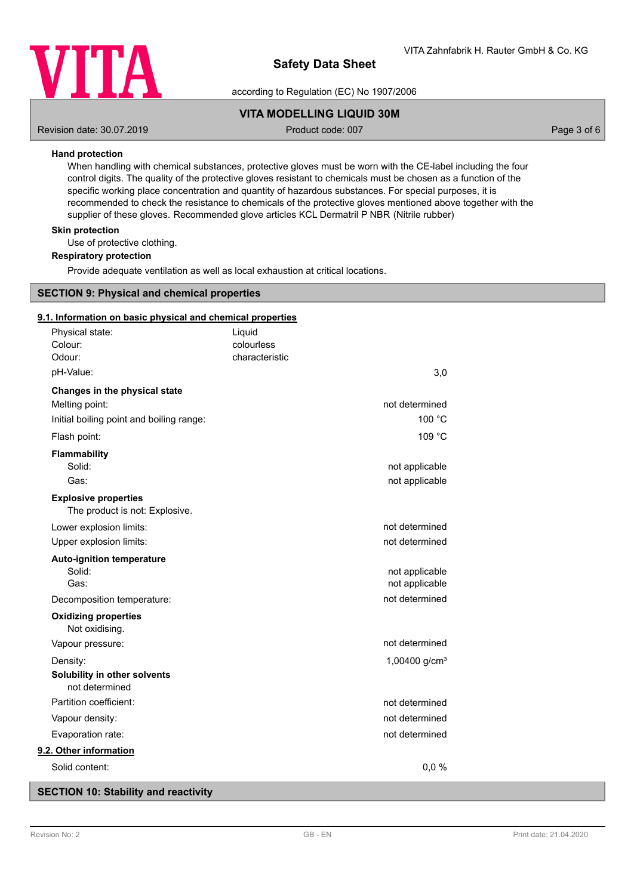**Hand protection**

When handling with chemical substances, protective gloves must be worn with the CE-label including the four control digits. The quality of the protective gloves resistant to chemicals must be chosen as a function of the specific working place concentration and quantity of hazardous substances. For special purposes, it is recommended to check the resistance to chemicals of the protective gloves mentioned above together with the supplier of these gloves. Recommended glove articles KCL Dermatril P NBR (Nitrile rubber)

**Skin protection**

Use of protective clothing.

**Respiratory protection**

Provide adequate ventilation as well as local exhaustion at critical locations.

## SECTION 9: Physical and chemical properties

### 9.1. Information on basic physical and chemical properties

| | |
|---|---|
| Physical state: | Liquid |
| Colour: | colourless |
| Odour: | characteristic |
| pH-Value: | 3,0 |

**Changes in the physical state**

| | |
|---|---|
| Melting point: | not determined |
| Initial boiling point and boiling range: | 100 °C |
| Flash point: | 109 °C |

**Flammability**

| | |
|---|---|
| Solid: | not applicable |
| Gas: | not applicable |

**Explosive properties**

The product is not: Explosive.

| | |
|---|---|
| Lower explosion limits: | not determined |
| Upper explosion limits: | not determined |

**Auto-ignition temperature**

| | |
|---|---|
| Solid: | not applicable |
| Gas: | not applicable |
| Decomposition temperature: | not determined |

**Oxidizing properties**

Not oxidising.

| | |
|---|---|
| Vapour pressure: | not determined |
| Density: | 1,00400 g/cm³ |

**Solubility in other solvents**

not determined

| | |
|---|---|
| Partition coefficient: | not determined |
| Vapour density: | not determined |
| Evaporation rate: | not determined |

### 9.2. Other information

| | |
|---|---|
| Solid content: | 0,0 % |

## SECTION 10: Stability and reactivity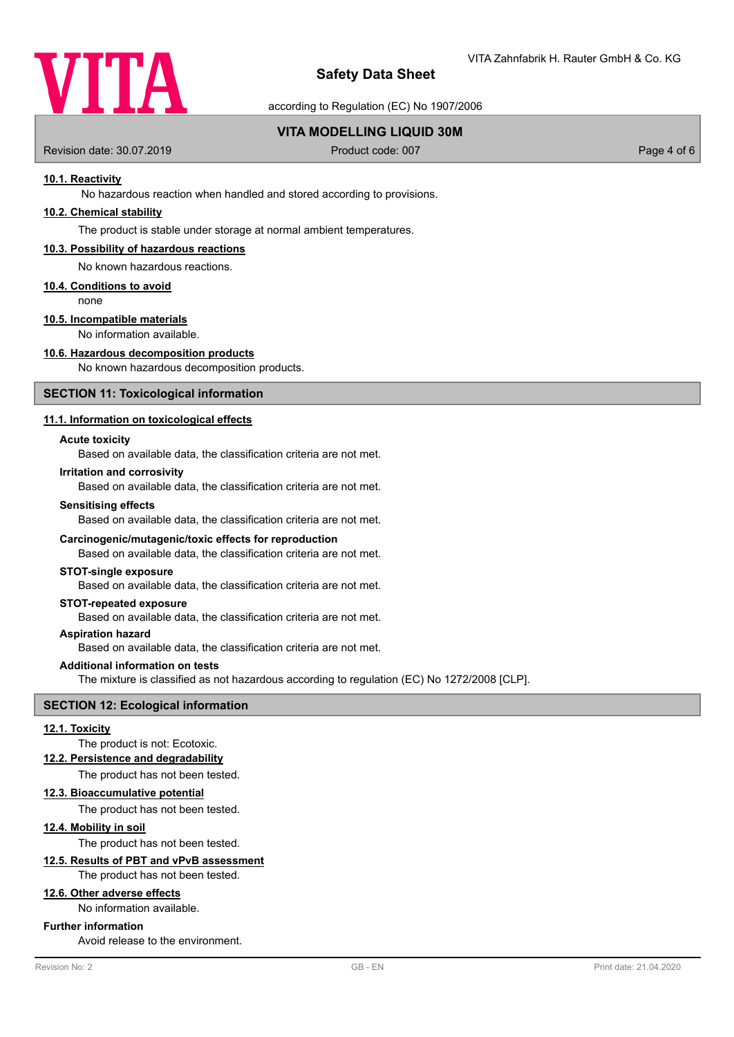### 10.1. Reactivity

No hazardous reaction when handled and stored according to provisions.

### 10.2. Chemical stability

The product is stable under storage at normal ambient temperatures.

### 10.3. Possibility of hazardous reactions

No known hazardous reactions.

### 10.4. Conditions to avoid

none

### 10.5. Incompatible materials

No information available.

### 10.6. Hazardous decomposition products

No known hazardous decomposition products.

## SECTION 11: Toxicological information

### 11.1. Information on toxicological effects

**Acute toxicity**

Based on available data, the classification criteria are not met.

**Irritation and corrosivity**

Based on available data, the classification criteria are not met.

**Sensitising effects**

Based on available data, the classification criteria are not met.

**Carcinogenic/mutagenic/toxic effects for reproduction**

Based on available data, the classification criteria are not met.

**STOT-single exposure**

Based on available data, the classification criteria are not met.

**STOT-repeated exposure**

Based on available data, the classification criteria are not met.

**Aspiration hazard**

Based on available data, the classification criteria are not met.

**Additional information on tests**

The mixture is classified as not hazardous according to regulation (EC) No 1272/2008 [CLP].

## SECTION 12: Ecological information

### 12.1. Toxicity

The product is not: Ecotoxic.

### 12.2. Persistence and degradability

The product has not been tested.

### 12.3. Bioaccumulative potential

The product has not been tested.

### 12.4. Mobility in soil

The product has not been tested.

### 12.5. Results of PBT and vPvB assessment

The product has not been tested.

### 12.6. Other adverse effects

No information available.

**Further information**

Avoid release to the environment.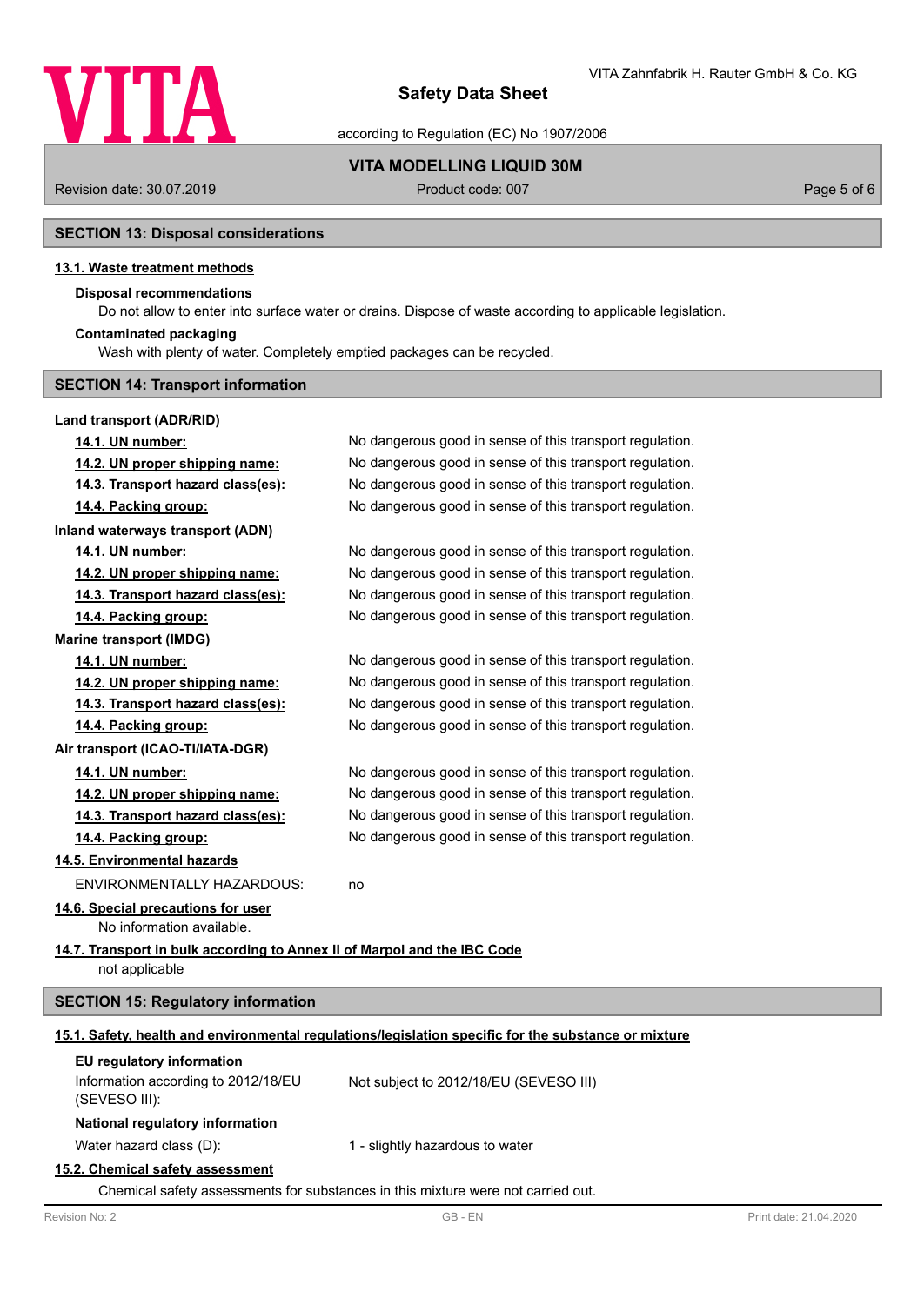## SECTION 13: Disposal considerations

### 13.1. Waste treatment methods

**Disposal recommendations**

Do not allow to enter into surface water or drains. Dispose of waste according to applicable legislation.

**Contaminated packaging**

Wash with plenty of water. Completely emptied packages can be recycled.

## SECTION 14: Transport information

**Land transport (ADR/RID)**

| | |
|---|---|
| 14.1. UN number: | No dangerous good in sense of this transport regulation. |
| 14.2. UN proper shipping name: | No dangerous good in sense of this transport regulation. |
| 14.3. Transport hazard class(es): | No dangerous good in sense of this transport regulation. |
| 14.4. Packing group: | No dangerous good in sense of this transport regulation. |

**Inland waterways transport (ADN)**

| | |
|---|---|
| 14.1. UN number: | No dangerous good in sense of this transport regulation. |
| 14.2. UN proper shipping name: | No dangerous good in sense of this transport regulation. |
| 14.3. Transport hazard class(es): | No dangerous good in sense of this transport regulation. |
| 14.4. Packing group: | No dangerous good in sense of this transport regulation. |

**Marine transport (IMDG)**

| | |
|---|---|
| 14.1. UN number: | No dangerous good in sense of this transport regulation. |
| 14.2. UN proper shipping name: | No dangerous good in sense of this transport regulation. |
| 14.3. Transport hazard class(es): | No dangerous good in sense of this transport regulation. |
| 14.4. Packing group: | No dangerous good in sense of this transport regulation. |

**Air transport (ICAO-TI/IATA-DGR)**

| | |
|---|---|
| 14.1. UN number: | No dangerous good in sense of this transport regulation. |
| 14.2. UN proper shipping name: | No dangerous good in sense of this transport regulation. |
| 14.3. Transport hazard class(es): | No dangerous good in sense of this transport regulation. |
| 14.4. Packing group: | No dangerous good in sense of this transport regulation. |

### 14.5. Environmental hazards

ENVIRONMENTALLY HAZARDOUS: no

### 14.6. Special precautions for user

No information available.

### 14.7. Transport in bulk according to Annex II of Marpol and the IBC Code

not applicable

## SECTION 15: Regulatory information

### 15.1. Safety, health and environmental regulations/legislation specific for the substance or mixture

**EU regulatory information**

Information according to 2012/18/EU (SEVESO III): Not subject to 2012/18/EU (SEVESO III)

**National regulatory information**

Water hazard class (D): 1 - slightly hazardous to water

### 15.2. Chemical safety assessment

Chemical safety assessments for substances in this mixture were not carried out.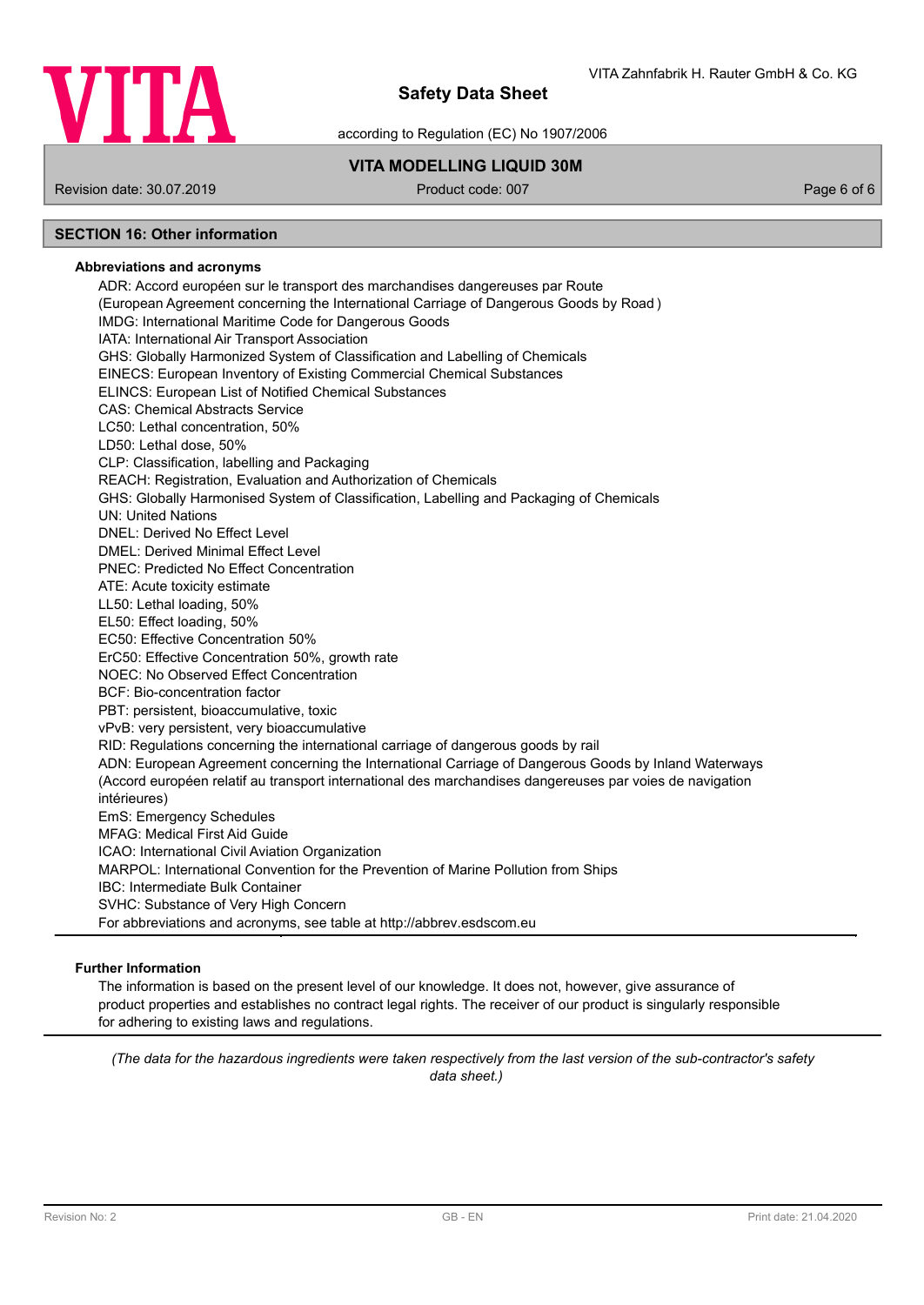## SECTION 16: Other information

### Abbreviations and acronyms

ADR: Accord européen sur le transport des marchandises dangereuses par Route
(European Agreement concerning the International Carriage of Dangerous Goods by Road )
IMDG: International Maritime Code for Dangerous Goods
IATA: International Air Transport Association
GHS: Globally Harmonized System of Classification and Labelling of Chemicals
EINECS: European Inventory of Existing Commercial Chemical Substances
ELINCS: European List of Notified Chemical Substances
CAS: Chemical Abstracts Service
LC50: Lethal concentration, 50%
LD50: Lethal dose, 50%
CLP: Classification, labelling and Packaging
REACH: Registration, Evaluation and Authorization of Chemicals
GHS: Globally Harmonised System of Classification, Labelling and Packaging of Chemicals
UN: United Nations
DNEL: Derived No Effect Level
DMEL: Derived Minimal Effect Level
PNEC: Predicted No Effect Concentration
ATE: Acute toxicity estimate
LL50: Lethal loading, 50%
EL50: Effect loading, 50%
EC50: Effective Concentration 50%
ErC50: Effective Concentration 50%, growth rate
NOEC: No Observed Effect Concentration
BCF: Bio-concentration factor
PBT: persistent, bioaccumulative, toxic
vPvB: very persistent, very bioaccumulative
RID: Regulations concerning the international carriage of dangerous goods by rail
ADN: European Agreement concerning the International Carriage of Dangerous Goods by Inland Waterways
(Accord européen relatif au transport international des marchandises dangereuses par voies de navigation intérieures)
EmS: Emergency Schedules
MFAG: Medical First Aid Guide
ICAO: International Civil Aviation Organization
MARPOL: International Convention for the Prevention of Marine Pollution from Ships
IBC: Intermediate Bulk Container
SVHC: Substance of Very High Concern
For abbreviations and acronyms, see table at http://abbrev.esdscom.eu

### Further Information

The information is based on the present level of our knowledge. It does not, however, give assurance of product properties and establishes no contract legal rights. The receiver of our product is singularly responsible for adhering to existing laws and regulations.

*(The data for the hazardous ingredients were taken respectively from the last version of the sub-contractor's safety data sheet.)*